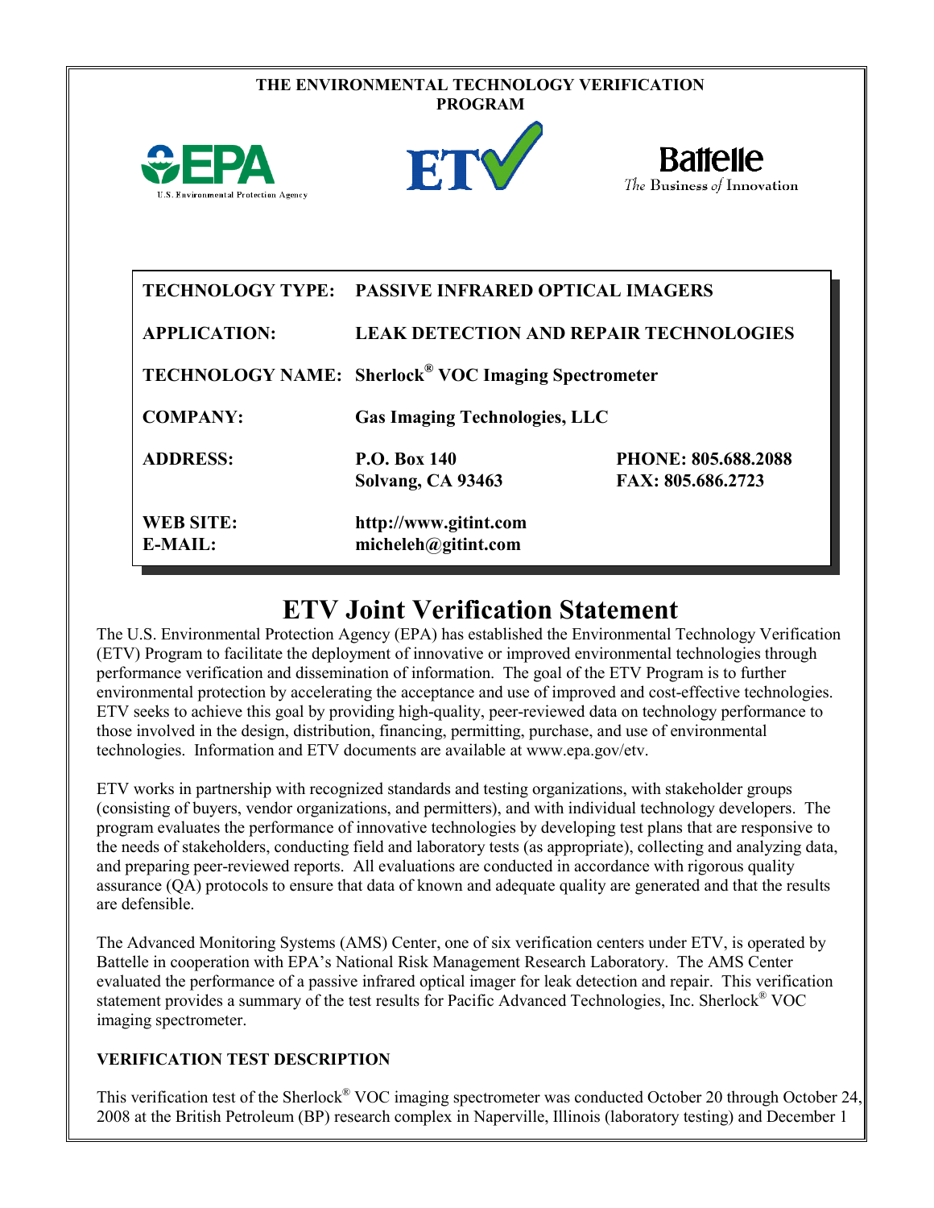**THE ENVIRONMENTAL TECHNOLOGY VERIFICATION PROGRAM**

U.S. Environmental Protection Agency

Battelle
*The Business of Innovation*

| | | |
|---|---|---|
| **TECHNOLOGY TYPE:** | **PASSIVE INFRARED OPTICAL IMAGERS** | |
| **APPLICATION:** | **LEAK DETECTION AND REPAIR TECHNOLOGIES** | |
| **TECHNOLOGY NAME:** | **Sherlock® VOC Imaging Spectrometer** | |
| **COMPANY:** | **Gas Imaging Technologies, LLC** | |
| **ADDRESS:** | **P.O. Box 140**<br>**Solvang, CA 93463** | **PHONE: 805.688.2088**<br>**FAX: 805.686.2723** |
| **WEB SITE:**<br>**E-MAIL:** | **http://www.gitint.com**<br>**micheleh@gitint.com** | |

# ETV Joint Verification Statement

The U.S. Environmental Protection Agency (EPA) has established the Environmental Technology Verification (ETV) Program to facilitate the deployment of innovative or improved environmental technologies through performance verification and dissemination of information. The goal of the ETV Program is to further environmental protection by accelerating the acceptance and use of improved and cost-effective technologies. ETV seeks to achieve this goal by providing high-quality, peer-reviewed data on technology performance to those involved in the design, distribution, financing, permitting, purchase, and use of environmental technologies. Information and ETV documents are available at www.epa.gov/etv.

ETV works in partnership with recognized standards and testing organizations, with stakeholder groups (consisting of buyers, vendor organizations, and permitters), and with individual technology developers. The program evaluates the performance of innovative technologies by developing test plans that are responsive to the needs of stakeholders, conducting field and laboratory tests (as appropriate), collecting and analyzing data, and preparing peer-reviewed reports. All evaluations are conducted in accordance with rigorous quality assurance (QA) protocols to ensure that data of known and adequate quality are generated and that the results are defensible.

The Advanced Monitoring Systems (AMS) Center, one of six verification centers under ETV, is operated by Battelle in cooperation with EPA's National Risk Management Research Laboratory. The AMS Center evaluated the performance of a passive infrared optical imager for leak detection and repair. This verification statement provides a summary of the test results for Pacific Advanced Technologies, Inc. Sherlock® VOC imaging spectrometer.

## VERIFICATION TEST DESCRIPTION

This verification test of the Sherlock® VOC imaging spectrometer was conducted October 20 through October 24, 2008 at the British Petroleum (BP) research complex in Naperville, Illinois (laboratory testing) and December 1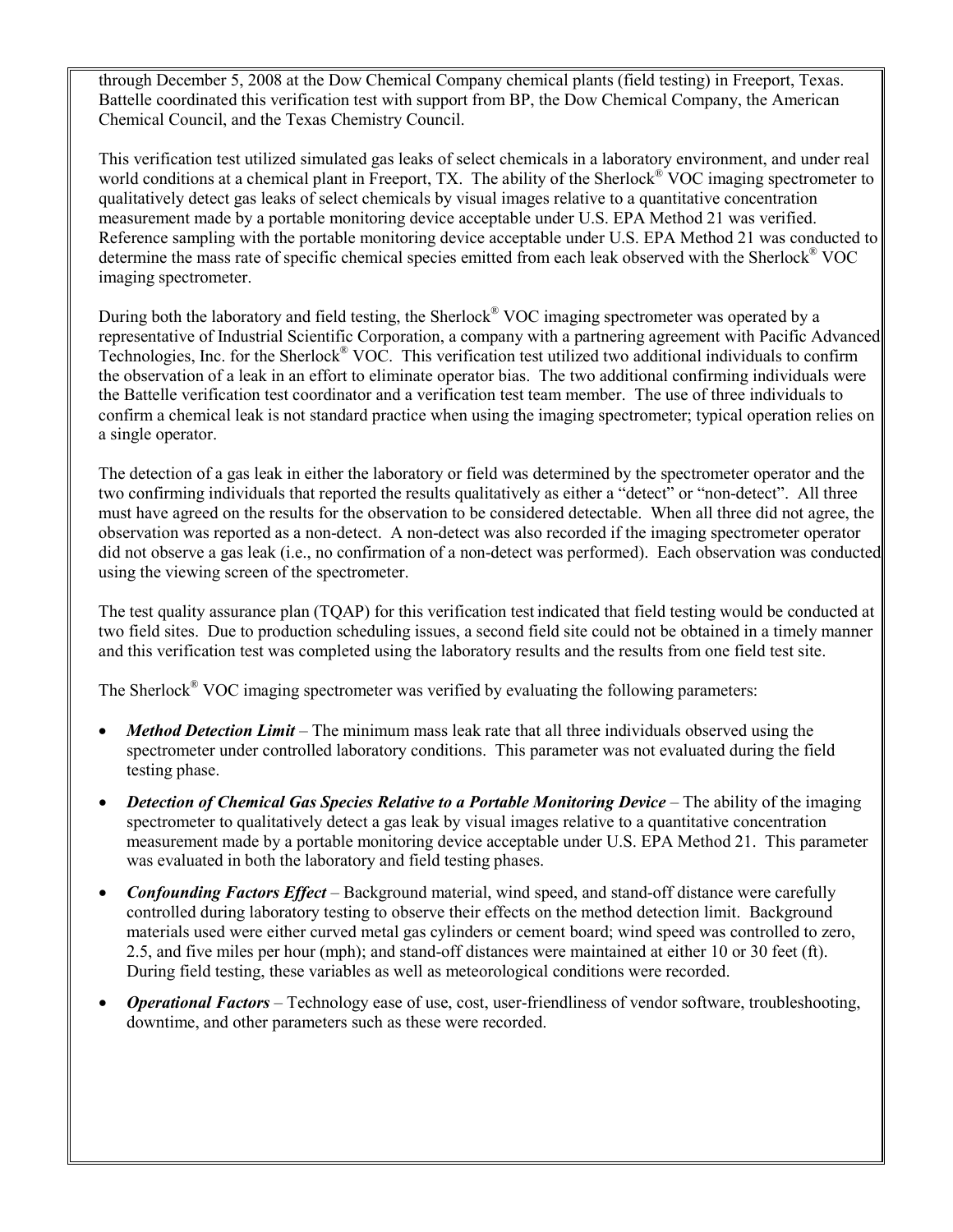through December 5, 2008 at the Dow Chemical Company chemical plants (field testing) in Freeport, Texas. Battelle coordinated this verification test with support from BP, the Dow Chemical Company, the American Chemical Council, and the Texas Chemistry Council.

This verification test utilized simulated gas leaks of select chemicals in a laboratory environment, and under real world conditions at a chemical plant in Freeport, TX. The ability of the Sherlock® VOC imaging spectrometer to qualitatively detect gas leaks of select chemicals by visual images relative to a quantitative concentration measurement made by a portable monitoring device acceptable under U.S. EPA Method 21 was verified. Reference sampling with the portable monitoring device acceptable under U.S. EPA Method 21 was conducted to determine the mass rate of specific chemical species emitted from each leak observed with the Sherlock® VOC imaging spectrometer.

During both the laboratory and field testing, the Sherlock® VOC imaging spectrometer was operated by a representative of Industrial Scientific Corporation, a company with a partnering agreement with Pacific Advanced Technologies, Inc. for the Sherlock® VOC. This verification test utilized two additional individuals to confirm the observation of a leak in an effort to eliminate operator bias. The two additional confirming individuals were the Battelle verification test coordinator and a verification test team member. The use of three individuals to confirm a chemical leak is not standard practice when using the imaging spectrometer; typical operation relies on a single operator.

The detection of a gas leak in either the laboratory or field was determined by the spectrometer operator and the two confirming individuals that reported the results qualitatively as either a "detect" or "non-detect". All three must have agreed on the results for the observation to be considered detectable. When all three did not agree, the observation was reported as a non-detect. A non-detect was also recorded if the imaging spectrometer operator did not observe a gas leak (i.e., no confirmation of a non-detect was performed). Each observation was conducted using the viewing screen of the spectrometer.

The test quality assurance plan (TQAP) for this verification test indicated that field testing would be conducted at two field sites. Due to production scheduling issues, a second field site could not be obtained in a timely manner and this verification test was completed using the laboratory results and the results from one field test site.

The Sherlock® VOC imaging spectrometer was verified by evaluating the following parameters:

- ***Method Detection Limit*** – The minimum mass leak rate that all three individuals observed using the spectrometer under controlled laboratory conditions. This parameter was not evaluated during the field testing phase.
- ***Detection of Chemical Gas Species Relative to a Portable Monitoring Device*** – The ability of the imaging spectrometer to qualitatively detect a gas leak by visual images relative to a quantitative concentration measurement made by a portable monitoring device acceptable under U.S. EPA Method 21. This parameter was evaluated in both the laboratory and field testing phases.
- ***Confounding Factors Effect*** – Background material, wind speed, and stand-off distance were carefully controlled during laboratory testing to observe their effects on the method detection limit. Background materials used were either curved metal gas cylinders or cement board; wind speed was controlled to zero, 2.5, and five miles per hour (mph); and stand-off distances were maintained at either 10 or 30 feet (ft). During field testing, these variables as well as meteorological conditions were recorded.
- ***Operational Factors*** – Technology ease of use, cost, user-friendliness of vendor software, troubleshooting, downtime, and other parameters such as these were recorded.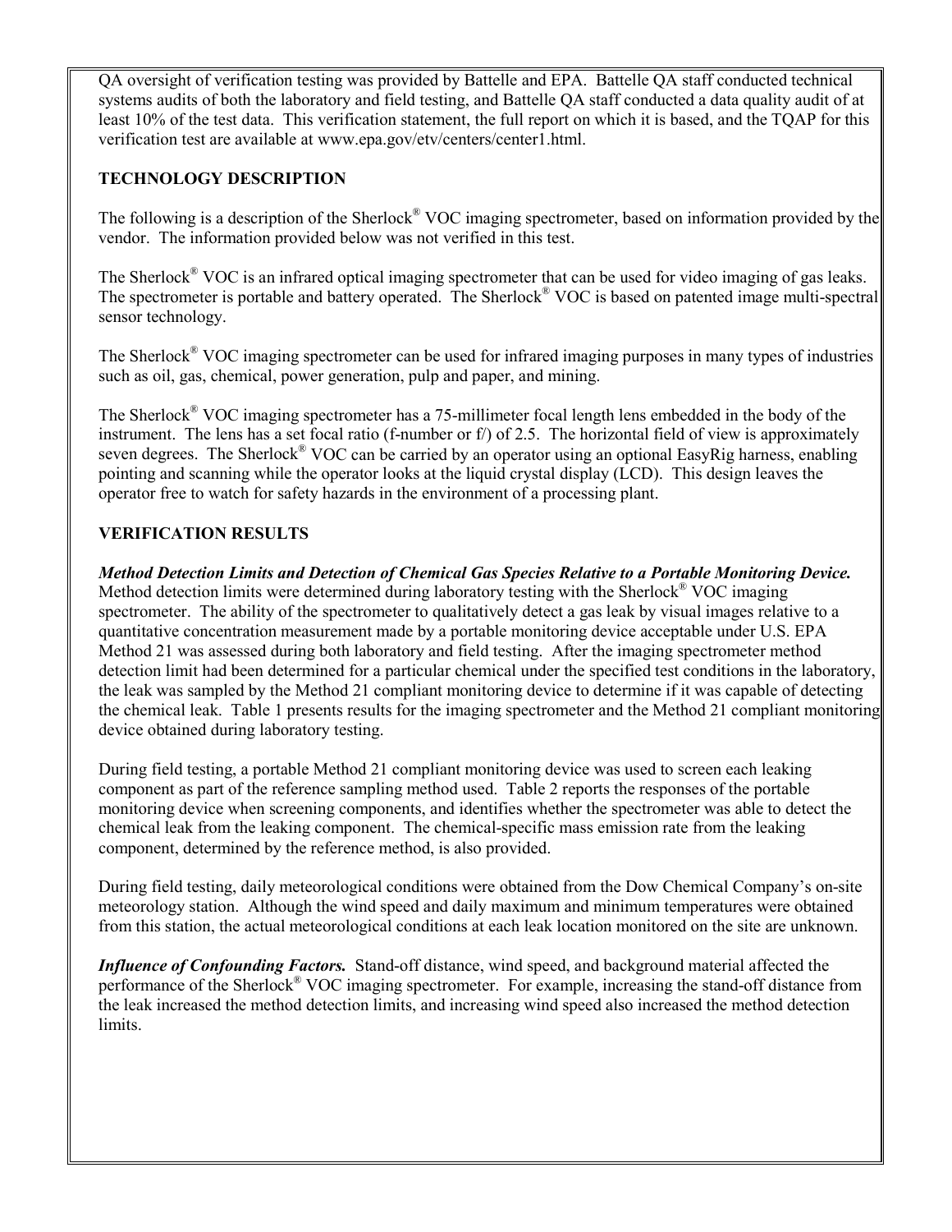QA oversight of verification testing was provided by Battelle and EPA. Battelle QA staff conducted technical systems audits of both the laboratory and field testing, and Battelle QA staff conducted a data quality audit of at least 10% of the test data. This verification statement, the full report on which it is based, and the TQAP for this verification test are available at www.epa.gov/etv/centers/center1.html.

## TECHNOLOGY DESCRIPTION

The following is a description of the Sherlock® VOC imaging spectrometer, based on information provided by the vendor. The information provided below was not verified in this test.

The Sherlock® VOC is an infrared optical imaging spectrometer that can be used for video imaging of gas leaks. The spectrometer is portable and battery operated. The Sherlock® VOC is based on patented image multi-spectral sensor technology.

The Sherlock® VOC imaging spectrometer can be used for infrared imaging purposes in many types of industries such as oil, gas, chemical, power generation, pulp and paper, and mining.

The Sherlock® VOC imaging spectrometer has a 75-millimeter focal length lens embedded in the body of the instrument. The lens has a set focal ratio (f-number or f/) of 2.5. The horizontal field of view is approximately seven degrees. The Sherlock® VOC can be carried by an operator using an optional EasyRig harness, enabling pointing and scanning while the operator looks at the liquid crystal display (LCD). This design leaves the operator free to watch for safety hazards in the environment of a processing plant.

## VERIFICATION RESULTS

***Method Detection Limits and Detection of Chemical Gas Species Relative to a Portable Monitoring Device.*** Method detection limits were determined during laboratory testing with the Sherlock® VOC imaging spectrometer. The ability of the spectrometer to qualitatively detect a gas leak by visual images relative to a quantitative concentration measurement made by a portable monitoring device acceptable under U.S. EPA Method 21 was assessed during both laboratory and field testing. After the imaging spectrometer method detection limit had been determined for a particular chemical under the specified test conditions in the laboratory, the leak was sampled by the Method 21 compliant monitoring device to determine if it was capable of detecting the chemical leak. Table 1 presents results for the imaging spectrometer and the Method 21 compliant monitoring device obtained during laboratory testing.

During field testing, a portable Method 21 compliant monitoring device was used to screen each leaking component as part of the reference sampling method used. Table 2 reports the responses of the portable monitoring device when screening components, and identifies whether the spectrometer was able to detect the chemical leak from the leaking component. The chemical-specific mass emission rate from the leaking component, determined by the reference method, is also provided.

During field testing, daily meteorological conditions were obtained from the Dow Chemical Company's on-site meteorology station. Although the wind speed and daily maximum and minimum temperatures were obtained from this station, the actual meteorological conditions at each leak location monitored on the site are unknown.

***Influence of Confounding Factors.*** Stand-off distance, wind speed, and background material affected the performance of the Sherlock® VOC imaging spectrometer. For example, increasing the stand-off distance from the leak increased the method detection limits, and increasing wind speed also increased the method detection limits.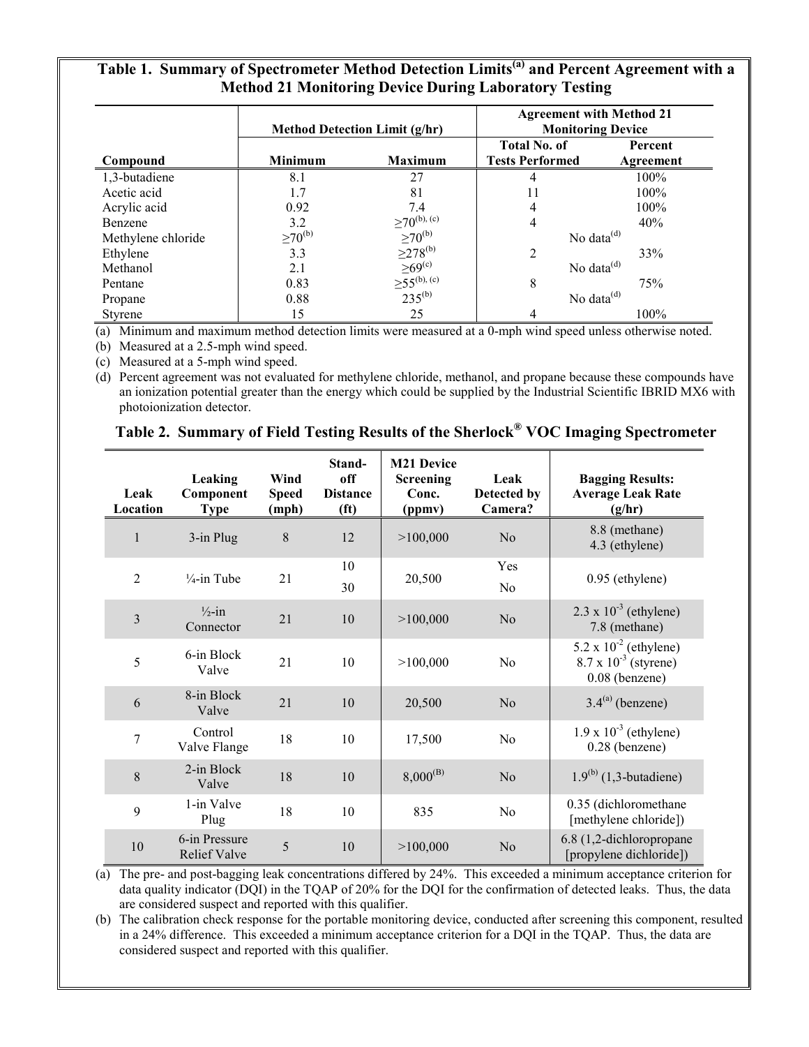**Table 1. Summary of Spectrometer Method Detection Limits[(a)] and Percent Agreement with a Method 21 Monitoring Device During Laboratory Testing**

| Compound | Method Detection Limit (g/hr) | | Agreement with Method 21 Monitoring Device | |
|---|---|---|---|---|
| | Minimum | Maximum | Total No. of Tests Performed | Percent Agreement |
| 1,3-butadiene | 8.1 | 27 | 4 | 100% |
| Acetic acid | 1.7 | 81 | 11 | 100% |
| Acrylic acid | 0.92 | 7.4 | 4 | 100% |
| Benzene | 3.2 | ≥70[(b), (c)] | 4 | 40% |
| Methylene chloride | ≥70[(b)] | ≥70[(b)] | No data[(d)] | |
| Ethylene | 3.3 | ≥278[(b)] | 2 | 33% |
| Methanol | 2.1 | ≥69[(c)] | No data[(d)] | |
| Pentane | 0.83 | ≥55[(b), (c)] | 8 | 75% |
| Propane | 0.88 | 235[(b)] | No data[(d)] | |
| Styrene | 15 | 25 | 4 | 100% |

(a) Minimum and maximum method detection limits were measured at a 0-mph wind speed unless otherwise noted.
(b) Measured at a 2.5-mph wind speed.
(c) Measured at a 5-mph wind speed.
(d) Percent agreement was not evaluated for methylene chloride, methanol, and propane because these compounds have an ionization potential greater than the energy which could be supplied by the Industrial Scientific IBRID MX6 with photoionization detector.

**Table 2. Summary of Field Testing Results of the Sherlock® VOC Imaging Spectrometer**

| Leak Location | Leaking Component Type | Wind Speed (mph) | Stand-off Distance (ft) | M21 Device Screening Conc. (ppmv) | Leak Detected by Camera? | Bagging Results: Average Leak Rate (g/hr) |
|---|---|---|---|---|---|---|
| 1 | 3-in Plug | 8 | 12 | >100,000 | No | 8.8 (methane)<br>4.3 (ethylene) |
| 2 | ¼-in Tube | 21 | 10<br>30 | 20,500 | Yes<br>No | 0.95 (ethylene) |
| 3 | ½-in Connector | 21 | 10 | >100,000 | No | $2.3 \times 10^{-3}$ (ethylene)<br>7.8 (methane) |
| 5 | 6-in Block Valve | 21 | 10 | >100,000 | No | $5.2 \times 10^{-2}$ (ethylene)<br>$8.7 \times 10^{-3}$ (styrene)<br>0.08 (benzene) |
| 6 | 8-in Block Valve | 21 | 10 | 20,500 | No | 3.4[(a)] (benzene) |
| 7 | Control Valve Flange | 18 | 10 | 17,500 | No | $1.9 \times 10^{-3}$ (ethylene)<br>0.28 (benzene) |
| 8 | 2-in Block Valve | 18 | 10 | 8,000[(B)] | No | 1.9[(b)] (1,3-butadiene) |
| 9 | 1-in Valve Plug | 18 | 10 | 835 | No | 0.35 (dichloromethane [methylene chloride]) |
| 10 | 6-in Pressure Relief Valve | 5 | 10 | >100,000 | No | 6.8 (1,2-dichloropropane [propylene dichloride]) |

(a) The pre- and post-bagging leak concentrations differed by 24%. This exceeded a minimum acceptance criterion for data quality indicator (DQI) in the TQAP of 20% for the DQI for the confirmation of detected leaks. Thus, the data are considered suspect and reported with this qualifier.
(b) The calibration check response for the portable monitoring device, conducted after screening this component, resulted in a 24% difference. This exceeded a minimum acceptance criterion for a DQI in the TQAP. Thus, the data are considered suspect and reported with this qualifier.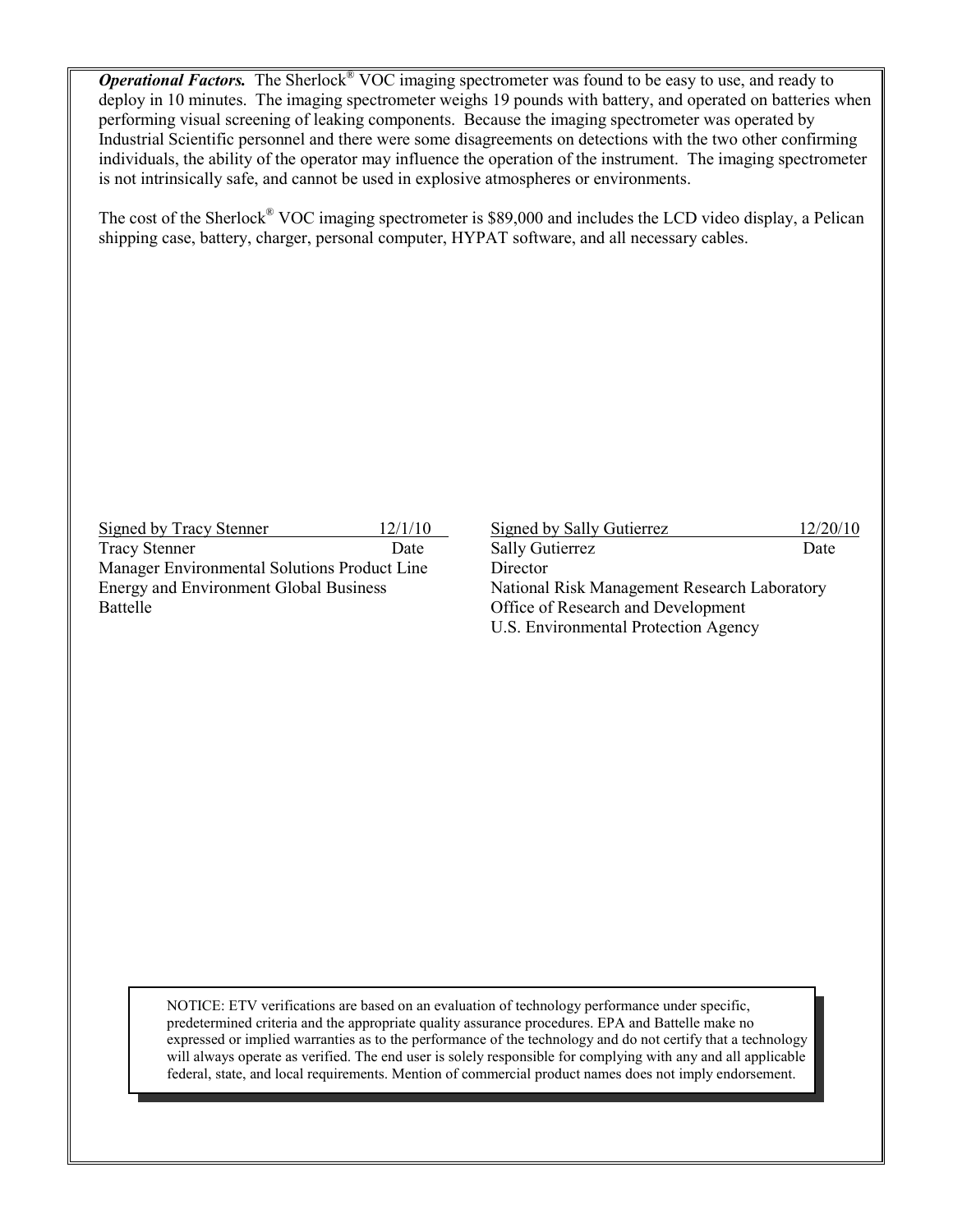***Operational Factors.*** The Sherlock® VOC imaging spectrometer was found to be easy to use, and ready to deploy in 10 minutes. The imaging spectrometer weighs 19 pounds with battery, and operated on batteries when performing visual screening of leaking components. Because the imaging spectrometer was operated by Industrial Scientific personnel and there were some disagreements on detections with the two other confirming individuals, the ability of the operator may influence the operation of the instrument. The imaging spectrometer is not intrinsically safe, and cannot be used in explosive atmospheres or environments.

The cost of the Sherlock® VOC imaging spectrometer is $89,000 and includes the LCD video display, a Pelican shipping case, battery, charger, personal computer, HYPAT software, and all necessary cables.

Signed by Tracy Stenner 12/1/10
Tracy Stenner Date
Manager Environmental Solutions Product Line
Energy and Environment Global Business
Battelle

Signed by Sally Gutierrez 12/20/10
Sally Gutierrez Date
Director
National Risk Management Research Laboratory
Office of Research and Development
U.S. Environmental Protection Agency

NOTICE: ETV verifications are based on an evaluation of technology performance under specific, predetermined criteria and the appropriate quality assurance procedures. EPA and Battelle make no expressed or implied warranties as to the performance of the technology and do not certify that a technology will always operate as verified. The end user is solely responsible for complying with any and all applicable federal, state, and local requirements. Mention of commercial product names does not imply endorsement.